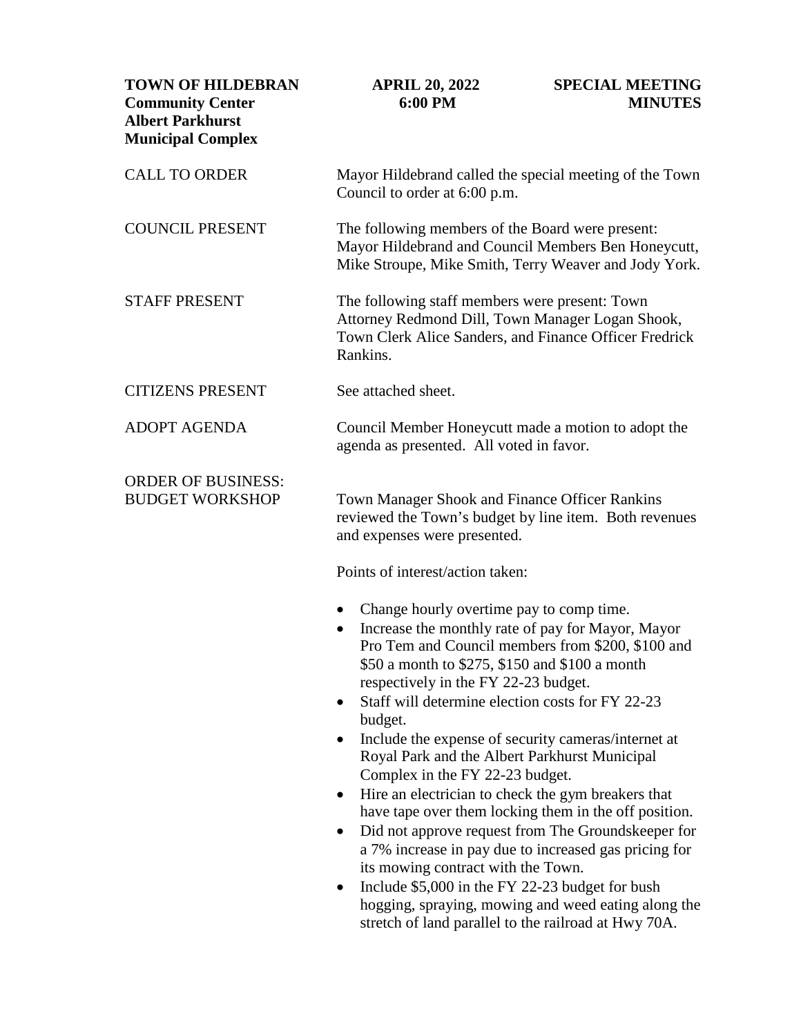**TOWN OF HILDEBRAN** **APRIL 20, 2022** **SPECIAL MEETING**
**Community Center** **6:00 PM** **MINUTES**
**Albert Parkhurst**
**Municipal Complex**

CALL TO ORDER

Mayor Hildebrand called the special meeting of the Town Council to order at 6:00 p.m.

COUNCIL PRESENT

The following members of the Board were present: Mayor Hildebrand and Council Members Ben Honeycutt, Mike Stroupe, Mike Smith, Terry Weaver and Jody York.

STAFF PRESENT

The following staff members were present: Town Attorney Redmond Dill, Town Manager Logan Shook, Town Clerk Alice Sanders, and Finance Officer Fredrick Rankins.

CITIZENS PRESENT

See attached sheet.

ADOPT AGENDA

Council Member Honeycutt made a motion to adopt the agenda as presented. All voted in favor.

ORDER OF BUSINESS:
BUDGET WORKSHOP

Town Manager Shook and Finance Officer Rankins reviewed the Town's budget by line item. Both revenues and expenses were presented.

Points of interest/action taken:

- Change hourly overtime pay to comp time.
- Increase the monthly rate of pay for Mayor, Mayor Pro Tem and Council members from $200, $100 and $50 a month to $275, $150 and $100 a month respectively in the FY 22-23 budget.
- Staff will determine election costs for FY 22-23 budget.
- Include the expense of security cameras/internet at Royal Park and the Albert Parkhurst Municipal Complex in the FY 22-23 budget.
- Hire an electrician to check the gym breakers that have tape over them locking them in the off position.
- Did not approve request from The Groundskeeper for a 7% increase in pay due to increased gas pricing for its mowing contract with the Town.
- Include $5,000 in the FY 22-23 budget for bush hogging, spraying, mowing and weed eating along the stretch of land parallel to the railroad at Hwy 70A.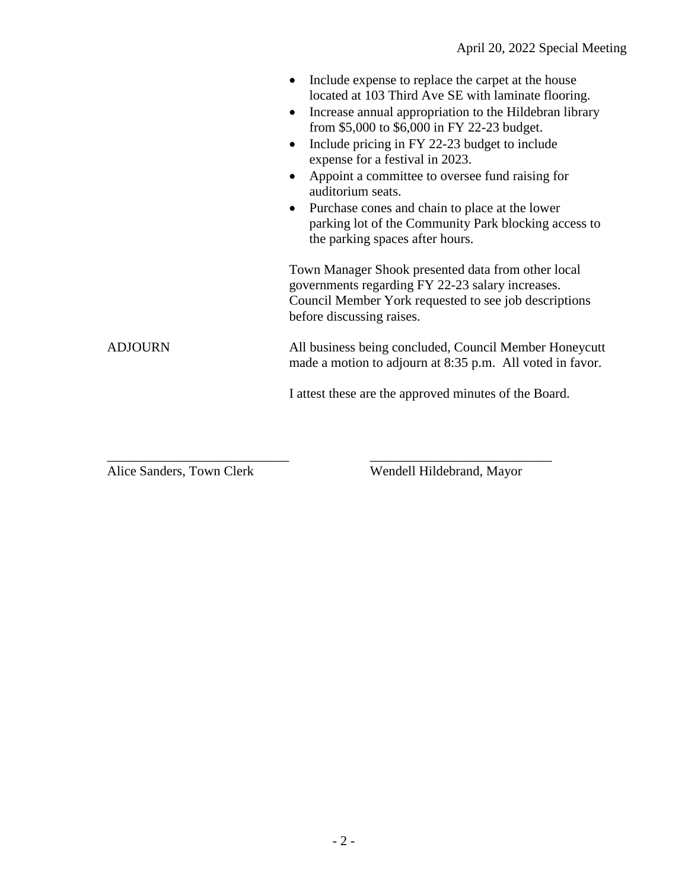- Include expense to replace the carpet at the house located at 103 Third Ave SE with laminate flooring.
- Increase annual appropriation to the Hildebran library from $5,000 to $6,000 in FY 22-23 budget.
- Include pricing in FY 22-23 budget to include expense for a festival in 2023.
- Appoint a committee to oversee fund raising for auditorium seats.
- Purchase cones and chain to place at the lower parking lot of the Community Park blocking access to the parking spaces after hours.

Town Manager Shook presented data from other local governments regarding FY 22-23 salary increases. Council Member York requested to see job descriptions before discussing raises.

ADJOURN

All business being concluded, Council Member Honeycutt made a motion to adjourn at 8:35 p.m. All voted in favor.

I attest these are the approved minutes of the Board.

\_\_\_\_\_\_\_\_\_\_\_\_\_\_\_\_\_\_\_\_\_\_\_\_\_\_\_
Alice Sanders, Town Clerk

\_\_\_\_\_\_\_\_\_\_\_\_\_\_\_\_\_\_\_\_\_\_\_\_\_\_\_
Wendell Hildebrand, Mayor